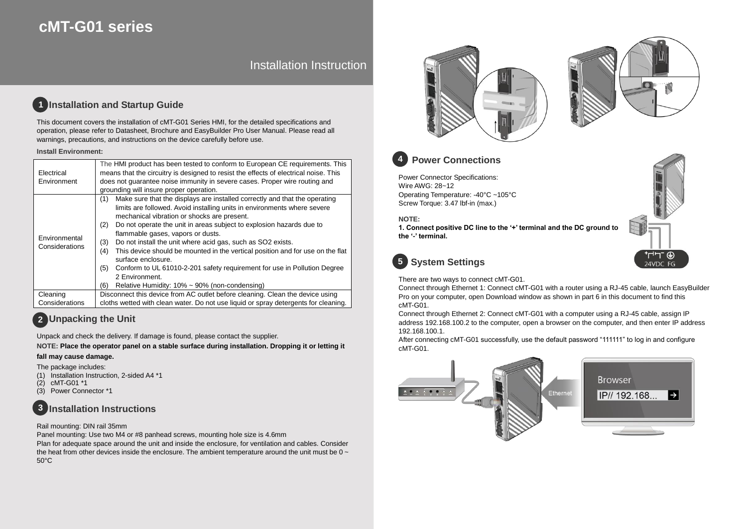# cMT-G01 series

Installation Instruction

## 1 Installation and Startup Guide

This document covers the installation of cMT-G01 Series HMI, for the detailed specifications and operation, please refer to Datasheet, Brochure and EasyBuilder Pro User Manual. Please read all warnings, precautions, and instructions on the device carefully before use.

**Install Environment:**

| | |
|---|---|
| Electrical Environment | The HMI product has been tested to conform to European CE requirements. This means that the circuitry is designed to resist the effects of electrical noise. This does not guarantee noise immunity in severe cases. Proper wire routing and grounding will insure proper operation. |
| Environmental Considerations | (1) Make sure that the displays are installed correctly and that the operating limits are followed. Avoid installing units in environments where severe mechanical vibration or shocks are present.<br>(2) Do not operate the unit in areas subject to explosion hazards due to flammable gases, vapors or dusts.<br>(3) Do not install the unit where acid gas, such as $SO_2$ exists.<br>(4) This device should be mounted in the vertical position and for use on the flat surface enclosure.<br>(5) Conform to UL 61010-2-201 safety requirement for use in Pollution Degree 2 Environment.<br>(6) Relative Humidity: 10% ~ 90% (non-condensing) |
| Cleaning Considerations | Disconnect this device from AC outlet before cleaning. Clean the device using cloths wetted with clean water. Do not use liquid or spray detergents for cleaning. |

## 2 Unpacking the Unit

Unpack and check the delivery. If damage is found, please contact the supplier.

**NOTE: Place the operator panel on a stable surface during installation. Dropping it or letting it fall may cause damage.**

The package includes:
(1) Installation Instruction, 2-sided A4 *1
(2) cMT-G01 *1
(3) Power Connector *1

## 3 Installation Instructions

Rail mounting: DIN rail 35mm
Panel mounting: Use two M4 or #8 panhead screws, mounting hole size is 4.6mm
Plan for adequate space around the unit and inside the enclosure, for ventilation and cables. Consider the heat from other devices inside the enclosure. The ambient temperature around the unit must be 0 ~ 50°C

## 4 Power Connections

Power Connector Specifications:
Wire AWG: 28~12
Operating Temperature: -40°C ~105°C
Screw Torque: 3.47 lbf-in (max.)

**NOTE:**
**1. Connect positive DC line to the '+' terminal and the DC ground to the '-' terminal.**

24VDC FG

## 5 System Settings

There are two ways to connect cMT-G01.
Connect through Ethernet 1: Connect cMT-G01 with a router using a RJ-45 cable, launch EasyBuilder Pro on your computer, open Download window as shown in part 6 in this document to find this cMT-G01.
Connect through Ethernet 2: Connect cMT-G01 with a computer using a RJ-45 cable, assign IP address 192.168.100.2 to the computer, open a browser on the computer, and then enter IP address 192.168.100.1.
After connecting cMT-G01 successfully, use the default password "111111" to log in and configure cMT-G01.

Ethernet

Browser

IP// 192.168...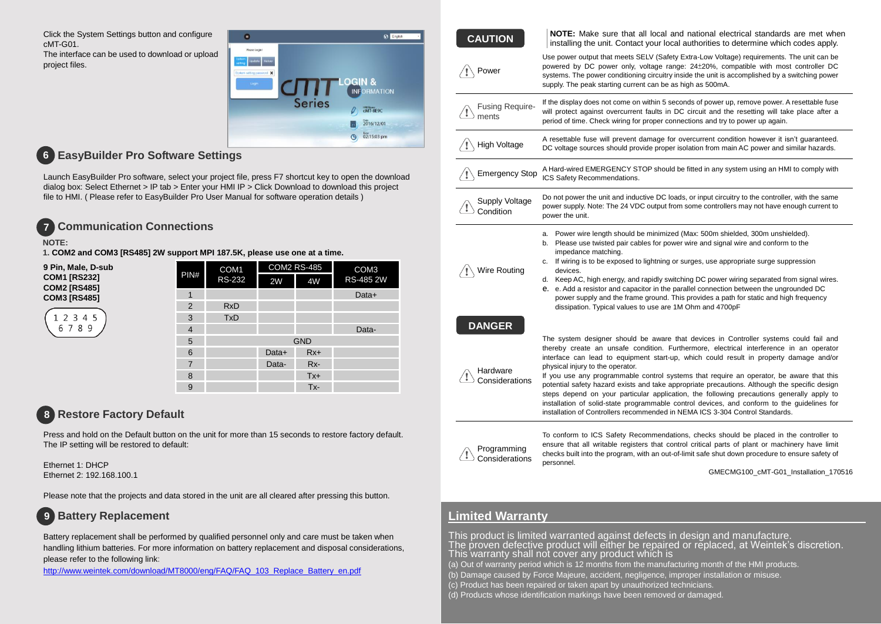Click the System Settings button and configure cMT-G01.
The interface can be used to download or upload project files.

## 6 EasyBuilder Pro Software Settings

Launch EasyBuilder Pro software, select your project file, press F7 shortcut key to open the download dialog box: Select Ethernet > IP tab > Enter your HMI IP > Click Download to download this project file to HMI. ( Please refer to EasyBuilder Pro User Manual for software operation details )

## 7 Communication Connections

**NOTE:**
1. **COM2 and COM3 [RS485] 2W support MPI 187.5K, please use one at a time.**

**9 Pin, Male, D-sub**
**COM1 [RS232]**
**COM2 [RS485]**
**COM3 [RS485]**

1 2 3 4 5
6 7 8 9

| PIN# | COM1 RS-232 | COM2 RS-485 | | COM3 RS-485 2W |
|---|---|---|---|---|
| | | 2W | 4W | |
| 1 | | | | Data+ |
| 2 | RxD | | | |
| 3 | TxD | | | |
| 4 | | | | Data- |
| 5 | GND | | | |
| 6 | | Data+ | Rx+ | |
| 7 | | Data- | Rx- | |
| 8 | | | Tx+ | |
| 9 | | | Tx- | |

## 8 Restore Factory Default

Press and hold on the Default button on the unit for more than 15 seconds to restore factory default. The IP setting will be restored to default:

Ethernet 1: DHCP
Ethernet 2: 192.168.100.1

Please note that the projects and data stored in the unit are all cleared after pressing this button.

## 9 Battery Replacement

Battery replacement shall be performed by qualified personnel only and care must be taken when handling lithium batteries. For more information on battery replacement and disposal considerations, please refer to the following link:
http://www.weintek.com/download/MT8000/eng/FAQ/FAQ_103_Replace_Battery_en.pdf

## CAUTION

**NOTE:** Make sure that all local and national electrical standards are met when installing the unit. Contact your local authorities to determine which codes apply.

**Power**
Use power output that meets SELV (Safety Extra-Low Voltage) requirements. The unit can be powered by DC power only, voltage range: 24±20%, compatible with most controller DC systems. The power conditioning circuitry inside the unit is accomplished by a switching power supply. The peak starting current can be as high as 500mA.

**Fusing Requirements**
If the display does not come on within 5 seconds of power up, remove power. A resettable fuse will protect against overcurrent faults in DC circuit and the resetting will take place after a period of time. Check wiring for proper connections and try to power up again.

**High Voltage**
A resettable fuse will prevent damage for overcurrent condition however it isn't guaranteed. DC voltage sources should provide proper isolation from main AC power and similar hazards.

**Emergency Stop**
A Hard-wired EMERGENCY STOP should be fitted in any system using an HMI to comply with ICS Safety Recommendations.

**Supply Voltage Condition**
Do not power the unit and inductive DC loads, or input circuitry to the controller, with the same power supply. Note: The 24 VDC output from some controllers may not have enough current to power the unit.

**Wire Routing**
a. Power wire length should be minimized (Max: 500m shielded, 300m unshielded).
b. Please use twisted pair cables for power wire and signal wire and conform to the impedance matching.
c. If wiring is to be exposed to lightning or surges, use appropriate surge suppression devices.
d. Keep AC, high energy, and rapidly switching DC power wiring separated from signal wires.
e. e. Add a resistor and capacitor in the parallel connection between the ungrounded DC power supply and the frame ground. This provides a path for static and high frequency dissipation. Typical values to use are 1M Ohm and 4700pF

## DANGER

**Hardware Considerations**
The system designer should be aware that devices in Controller systems could fail and thereby create an unsafe condition. Furthermore, electrical interference in an operator interface can lead to equipment start-up, which could result in property damage and/or physical injury to the operator.
If you use any programmable control systems that require an operator, be aware that this potential safety hazard exists and take appropriate precautions. Although the specific design steps depend on your particular application, the following precautions generally apply to installation of solid-state programmable control devices, and conform to the guidelines for installation of Controllers recommended in NEMA ICS 3-304 Control Standards.

**Programming Considerations**
To conform to ICS Safety Recommendations, checks should be placed in the controller to ensure that all writable registers that control critical parts of plant or machinery have limit checks built into the program, with an out-of-limit safe shut down procedure to ensure safety of personnel.

GMECMG100_cMT-G01_Installation_170516

## Limited Warranty

This product is limited warranted against defects in design and manufacture.
The proven defective product will either be repaired or replaced, at Weintek's discretion.
This warranty shall not cover any product which is
(a) Out of warranty period which is 12 months from the manufacturing month of the HMI products.
(b) Damage caused by Force Majeure, accident, negligence, improper installation or misuse.
(c) Product has been repaired or taken apart by unauthorized technicians.
(d) Products whose identification markings have been removed or damaged.